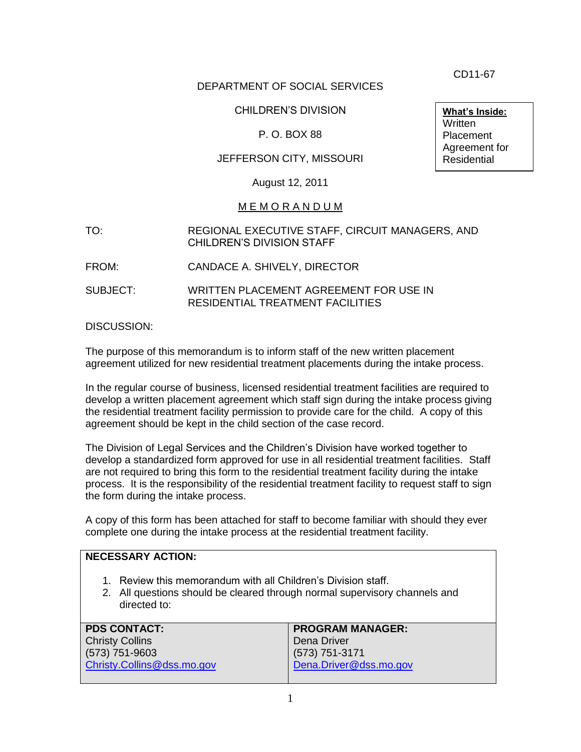CD11-67

DEPARTMENT OF SOCIAL SERVICES

CHILDREN'S DIVISION

P. O. BOX 88

JEFFERSON CITY, MISSOURI

August 12, 2011

**What's Inside:**
Written Placement Agreement for Residential

# MEMORANDUM

TO: REGIONAL EXECUTIVE STAFF, CIRCUIT MANAGERS, AND CHILDREN'S DIVISION STAFF

FROM: CANDACE A. SHIVELY, DIRECTOR

SUBJECT: WRITTEN PLACEMENT AGREEMENT FOR USE IN RESIDENTIAL TREATMENT FACILITIES

DISCUSSION:

The purpose of this memorandum is to inform staff of the new written placement agreement utilized for new residential treatment placements during the intake process.

In the regular course of business, licensed residential treatment facilities are required to develop a written placement agreement which staff sign during the intake process giving the residential treatment facility permission to provide care for the child. A copy of this agreement should be kept in the child section of the case record.

The Division of Legal Services and the Children's Division have worked together to develop a standardized form approved for use in all residential treatment facilities. Staff are not required to bring this form to the residential treatment facility during the intake process. It is the responsibility of the residential treatment facility to request staff to sign the form during the intake process.

A copy of this form has been attached for staff to become familiar with should they ever complete one during the intake process at the residential treatment facility.

**NECESSARY ACTION:**

1. Review this memorandum with all Children's Division staff.
2. All questions should be cleared through normal supervisory channels and directed to:

| PDS CONTACT: | PROGRAM MANAGER: |
|---|---|
| Christy Collins<br>(573) 751-9603<br>Christy.Collins@dss.mo.gov | Dena Driver<br>(573) 751-3171<br>Dena.Driver@dss.mo.gov |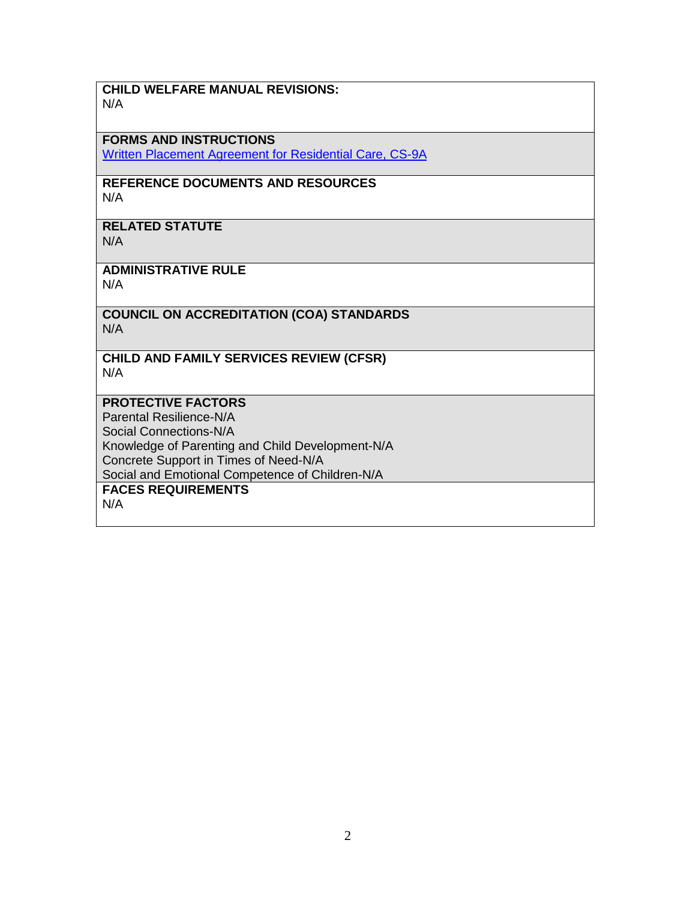**CHILD WELFARE MANUAL REVISIONS:**
N/A

**FORMS AND INSTRUCTIONS**
Written Placement Agreement for Residential Care, CS-9A

**REFERENCE DOCUMENTS AND RESOURCES**
N/A

**RELATED STATUTE**
N/A

**ADMINISTRATIVE RULE**
N/A

**COUNCIL ON ACCREDITATION (COA) STANDARDS**
N/A

**CHILD AND FAMILY SERVICES REVIEW (CFSR)**
N/A

**PROTECTIVE FACTORS**
Parental Resilience-N/A
Social Connections-N/A
Knowledge of Parenting and Child Development-N/A
Concrete Support in Times of Need-N/A
Social and Emotional Competence of Children-N/A

**FACES REQUIREMENTS**
N/A